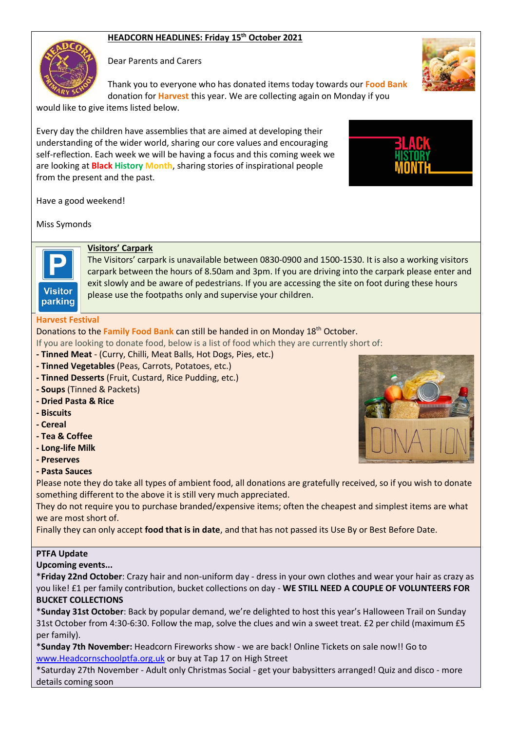# HEADCORN HEADLINES: Friday 15th October 2021

Dear Parents and Carers

Thank you to everyone who has donated items today towards our Food Bank donation for Harvest this year. We are collecting again on Monday if you would like to give items listed below.

Every day the children have assemblies that are aimed at developing their understanding of the wider world, sharing our core values and encouraging self-reflection. Each week we will be having a focus and this coming week we are looking at Black History Month, sharing stories of inspirational people from the present and the past.

Have a good weekend!

Miss Symonds

## Visitors' Carpark

The Visitors' carpark is unavailable between 0830-0900 and 1500-1530. It is also a working visitors carpark between the hours of 8.50am and 3pm. If you are driving into the carpark please enter and exit slowly and be aware of pedestrians. If you are accessing the site on foot during these hours please use the footpaths only and supervise your children.

## Harvest Festival

Donations to the Family Food Bank can still be handed in on Monday 18th October.

If you are looking to donate food, below is a list of food which they are currently short of:

- **Tinned Meat** - (Curry, Chilli, Meat Balls, Hot Dogs, Pies, etc.)
- **Tinned Vegetables** (Peas, Carrots, Potatoes, etc.)
- **Tinned Desserts** (Fruit, Custard, Rice Pudding, etc.)
- **Soups** (Tinned & Packets)
- **Dried Pasta & Rice**
- **Biscuits**
- **Cereal**
- **Tea & Coffee**
- **Long-life Milk**
- **Preserves**
- **Pasta Sauces**

Please note they do take all types of ambient food, all donations are gratefully received, so if you wish to donate something different to the above it is still very much appreciated.

They do not require you to purchase branded/expensive items; often the cheapest and simplest items are what we are most short of.

Finally they can only accept **food that is in date**, and that has not passed its Use By or Best Before Date.

## PTFA Update

**Upcoming events...**

*__Friday 22nd October__: Crazy hair and non-uniform day - dress in your own clothes and wear your hair as crazy as you like! £1 per family contribution, bucket collections on day - **WE STILL NEED A COUPLE OF VOLUNTEERS FOR BUCKET COLLECTIONS**

*__Sunday 31st October__: Back by popular demand, we're delighted to host this year's Halloween Trail on Sunday 31st October from 4:30-6:30. Follow the map, solve the clues and win a sweet treat. £2 per child (maximum £5 per family).

*__Sunday 7th November:__ Headcorn Fireworks show - we are back! Online Tickets on sale now!! Go to www.Headcornschoolptfa.org.uk or buy at Tap 17 on High Street

*Saturday 27th November - Adult only Christmas Social - get your babysitters arranged! Quiz and disco - more details coming soon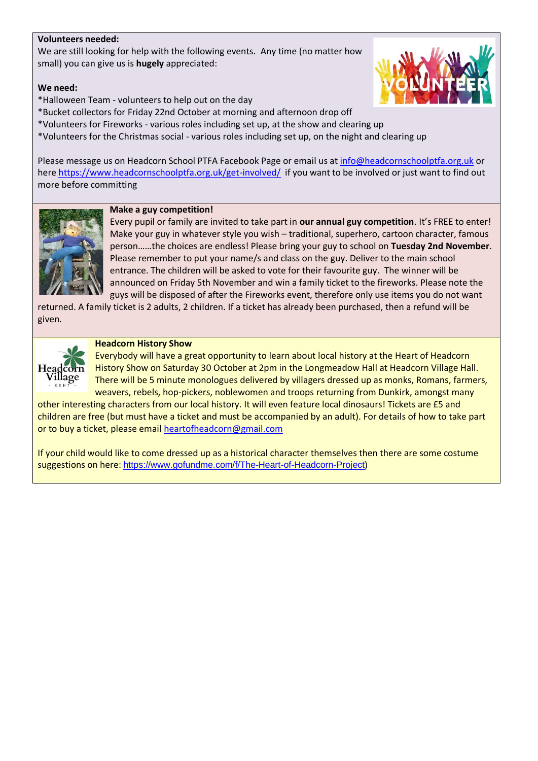**Volunteers needed:**

We are still looking for help with the following events. Any time (no matter how small) you can give us is **hugely** appreciated:

**We need:**

*Halloween Team - volunteers to help out on the day
*Bucket collectors for Friday 22nd October at morning and afternoon drop off
*Volunteers for Fireworks - various roles including set up, at the show and clearing up
*Volunteers for the Christmas social - various roles including set up, on the night and clearing up

Please message us on Headcorn School PTFA Facebook Page or email us at info@headcornschoolptfa.org.uk or here https://www.headcornschoolptfa.org.uk/get-involved/ if you want to be involved or just want to find out more before committing

**Make a guy competition!**

Every pupil or family are invited to take part in **our annual guy competition**. It's FREE to enter! Make your guy in whatever style you wish – traditional, superhero, cartoon character, famous person……the choices are endless! Please bring your guy to school on **Tuesday 2nd November**. Please remember to put your name/s and class on the guy. Deliver to the main school entrance. The children will be asked to vote for their favourite guy. The winner will be announced on Friday 5th November and win a family ticket to the fireworks. Please note the guys will be disposed of after the Fireworks event, therefore only use items you do not want returned. A family ticket is 2 adults, 2 children. If a ticket has already been purchased, then a refund will be given.

**Headcorn History Show**

Everybody will have a great opportunity to learn about local history at the Heart of Headcorn History Show on Saturday 30 October at 2pm in the Longmeadow Hall at Headcorn Village Hall. There will be 5 minute monologues delivered by villagers dressed up as monks, Romans, farmers, weavers, rebels, hop-pickers, noblewomen and troops returning from Dunkirk, amongst many other interesting characters from our local history. It will even feature local dinosaurs! Tickets are £5 and children are free (but must have a ticket and must be accompanied by an adult). For details of how to take part or to buy a ticket, please email heartofheadcorn@gmail.com

If your child would like to come dressed up as a historical character themselves then there are some costume suggestions on here: https://www.gofundme.com/f/The-Heart-of-Headcorn-Project)